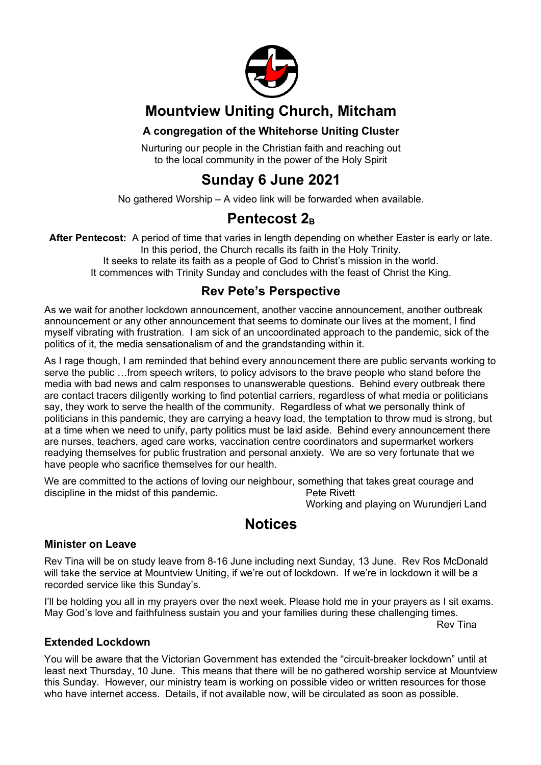# Mountview Uniting Church, Mitcham

### A congregation of the Whitehorse Uniting Cluster

Nurturing our people in the Christian faith and reaching out
to the local community in the power of the Holy Spirit

# Sunday 6 June 2021

No gathered Worship – A video link will be forwarded when available.

# Pentecost $2_B$

**After Pentecost:** A period of time that varies in length depending on whether Easter is early or late. In this period, the Church recalls its faith in the Holy Trinity.
It seeks to relate its faith as a people of God to Christ's mission in the world.
It commences with Trinity Sunday and concludes with the feast of Christ the King.

## Rev Pete's Perspective

As we wait for another lockdown announcement, another vaccine announcement, another outbreak announcement or any other announcement that seems to dominate our lives at the moment, I find myself vibrating with frustration. I am sick of an uncoordinated approach to the pandemic, sick of the politics of it, the media sensationalism of and the grandstanding within it.

As I rage though, I am reminded that behind every announcement there are public servants working to serve the public …from speech writers, to policy advisors to the brave people who stand before the media with bad news and calm responses to unanswerable questions. Behind every outbreak there are contact tracers diligently working to find potential carriers, regardless of what media or politicians say, they work to serve the health of the community. Regardless of what we personally think of politicians in this pandemic, they are carrying a heavy load, the temptation to throw mud is strong, but at a time when we need to unify, party politics must be laid aside. Behind every announcement there are nurses, teachers, aged care works, vaccination centre coordinators and supermarket workers readying themselves for public frustration and personal anxiety. We are so very fortunate that we have people who sacrifice themselves for our health.

We are committed to the actions of loving our neighbour, something that takes great courage and discipline in the midst of this pandemic.

Pete Rivett
Working and playing on Wurundjeri Land

# Notices

### Minister on Leave

Rev Tina will be on study leave from 8-16 June including next Sunday, 13 June. Rev Ros McDonald will take the service at Mountview Uniting, if we're out of lockdown. If we're in lockdown it will be a recorded service like this Sunday's.

I'll be holding you all in my prayers over the next week. Please hold me in your prayers as I sit exams. May God's love and faithfulness sustain you and your families during these challenging times.

Rev Tina

### Extended Lockdown

You will be aware that the Victorian Government has extended the "circuit-breaker lockdown" until at least next Thursday, 10 June. This means that there will be no gathered worship service at Mountview this Sunday. However, our ministry team is working on possible video or written resources for those who have internet access. Details, if not available now, will be circulated as soon as possible.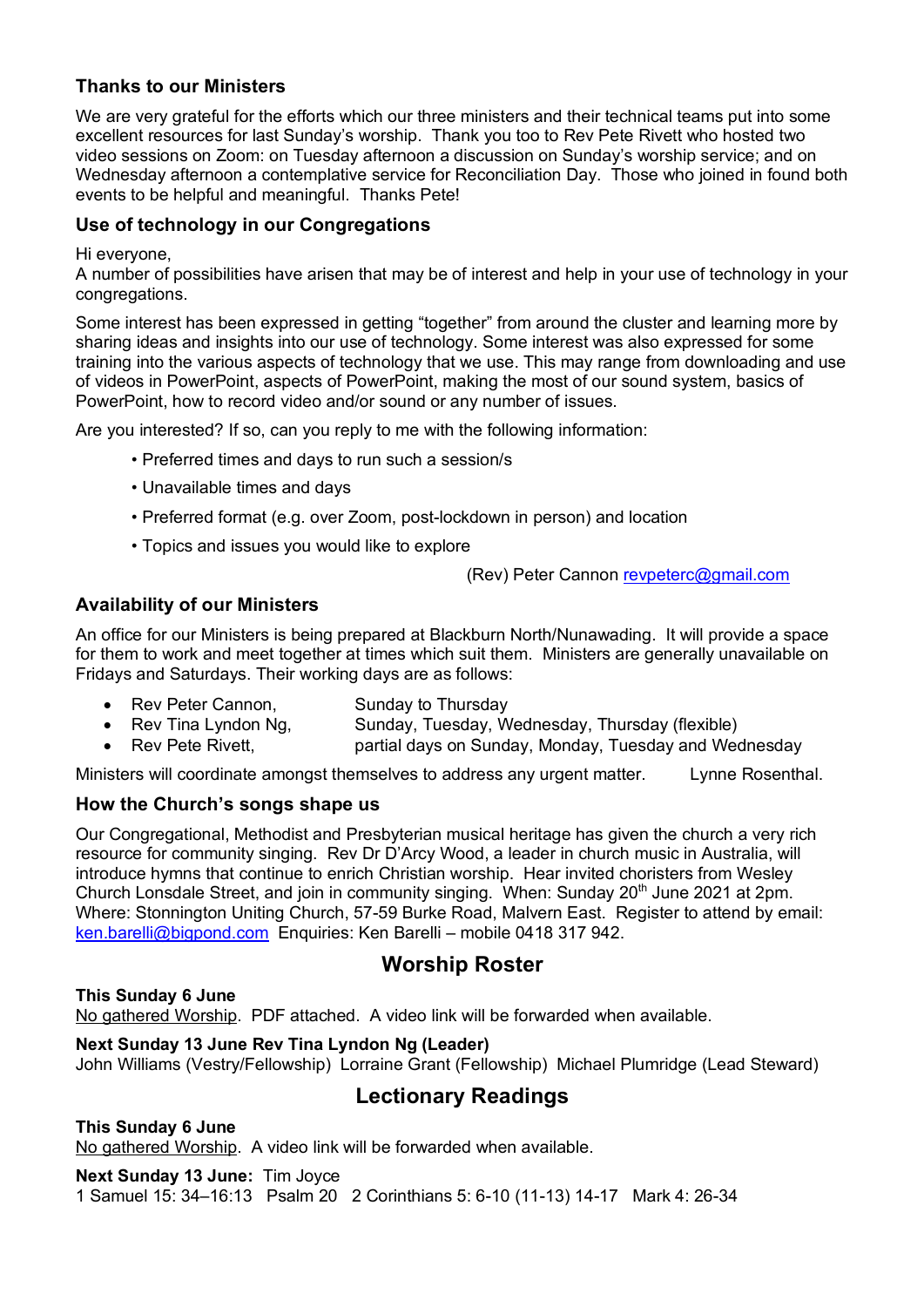### Thanks to our Ministers

We are very grateful for the efforts which our three ministers and their technical teams put into some excellent resources for last Sunday's worship. Thank you too to Rev Pete Rivett who hosted two video sessions on Zoom: on Tuesday afternoon a discussion on Sunday's worship service; and on Wednesday afternoon a contemplative service for Reconciliation Day. Those who joined in found both events to be helpful and meaningful. Thanks Pete!

### Use of technology in our Congregations

Hi everyone,
A number of possibilities have arisen that may be of interest and help in your use of technology in your congregations.

Some interest has been expressed in getting "together" from around the cluster and learning more by sharing ideas and insights into our use of technology. Some interest was also expressed for some training into the various aspects of technology that we use. This may range from downloading and use of videos in PowerPoint, aspects of PowerPoint, making the most of our sound system, basics of PowerPoint, how to record video and/or sound or any number of issues.

Are you interested? If so, can you reply to me with the following information:

- Preferred times and days to run such a session/s
- Unavailable times and days
- Preferred format (e.g. over Zoom, post-lockdown in person) and location
- Topics and issues you would like to explore

(Rev) Peter Cannon revpeterc@gmail.com

### Availability of our Ministers

An office for our Ministers is being prepared at Blackburn North/Nunawading. It will provide a space for them to work and meet together at times which suit them. Ministers are generally unavailable on Fridays and Saturdays. Their working days are as follows:

- Rev Peter Cannon, Sunday to Thursday
- Rev Tina Lyndon Ng, Sunday, Tuesday, Wednesday, Thursday (flexible)
- Rev Pete Rivett, partial days on Sunday, Monday, Tuesday and Wednesday

Ministers will coordinate amongst themselves to address any urgent matter. Lynne Rosenthal.

### How the Church's songs shape us

Our Congregational, Methodist and Presbyterian musical heritage has given the church a very rich resource for community singing. Rev Dr D'Arcy Wood, a leader in church music in Australia, will introduce hymns that continue to enrich Christian worship. Hear invited choristers from Wesley Church Lonsdale Street, and join in community singing. When: Sunday 20th June 2021 at 2pm. Where: Stonnington Uniting Church, 57-59 Burke Road, Malvern East. Register to attend by email: ken.barelli@bigpond.com Enquiries: Ken Barelli – mobile 0418 317 942.

## Worship Roster

**This Sunday 6 June**
No gathered Worship. PDF attached. A video link will be forwarded when available.

**Next Sunday 13 June Rev Tina Lyndon Ng (Leader)**
John Williams (Vestry/Fellowship) Lorraine Grant (Fellowship) Michael Plumridge (Lead Steward)

## Lectionary Readings

**This Sunday 6 June**
No gathered Worship. A video link will be forwarded when available.

**Next Sunday 13 June:** Tim Joyce
1 Samuel 15: 34–16:13 Psalm 20 2 Corinthians 5: 6-10 (11-13) 14-17 Mark 4: 26-34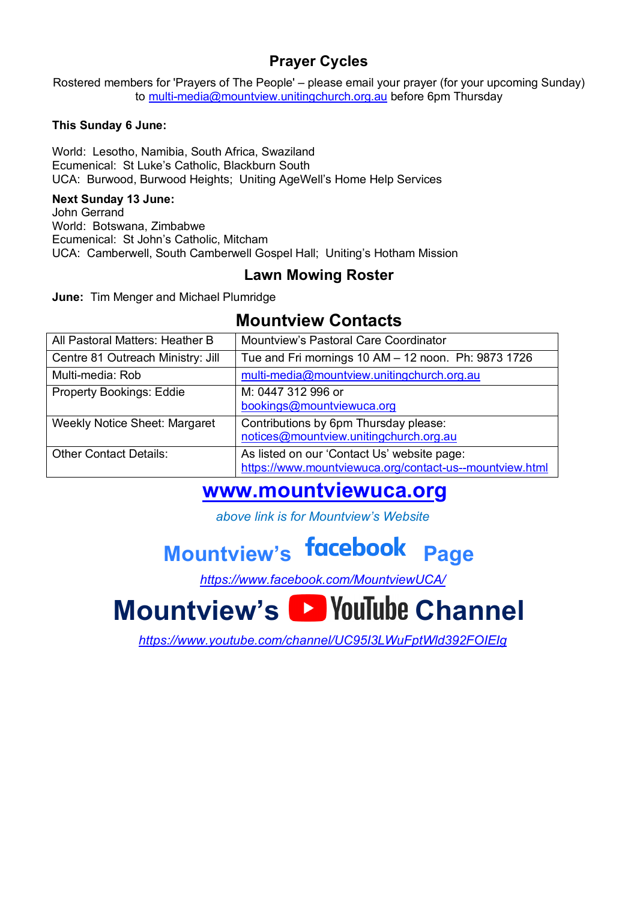## Prayer Cycles

Rostered members for 'Prayers of The People' – please email your prayer (for your upcoming Sunday) to multi-media@mountview.unitingchurch.org.au before 6pm Thursday

**This Sunday 6 June:**

World: Lesotho, Namibia, South Africa, Swaziland
Ecumenical: St Luke's Catholic, Blackburn South
UCA: Burwood, Burwood Heights; Uniting AgeWell's Home Help Services

**Next Sunday 13 June:**
John Gerrand
World: Botswana, Zimbabwe
Ecumenical: St John's Catholic, Mitcham
UCA: Camberwell, South Camberwell Gospel Hall; Uniting's Hotham Mission

## Lawn Mowing Roster

**June:** Tim Menger and Michael Plumridge

## Mountview Contacts

| | |
|---|---|
| All Pastoral Matters: Heather B | Mountview's Pastoral Care Coordinator |
| Centre 81 Outreach Ministry: Jill | Tue and Fri mornings 10 AM – 12 noon. Ph: 9873 1726 |
| Multi-media: Rob | multi-media@mountview.unitingchurch.org.au |
| Property Bookings: Eddie | M: 0447 312 996 or bookings@mountviewuca.org |
| Weekly Notice Sheet: Margaret | Contributions by 6pm Thursday please: notices@mountview.unitingchurch.org.au |
| Other Contact Details: | As listed on our 'Contact Us' website page: https://www.mountviewuca.org/contact-us--mountview.html |

**www.mountviewuca.org**

*above link is for Mountview's Website*

**Mountview's facebook Page**

*https://www.facebook.com/MountviewUCA/*

**Mountview's YouTube Channel**

*https://www.youtube.com/channel/UC95I3LWuFptWld392FOIElg*